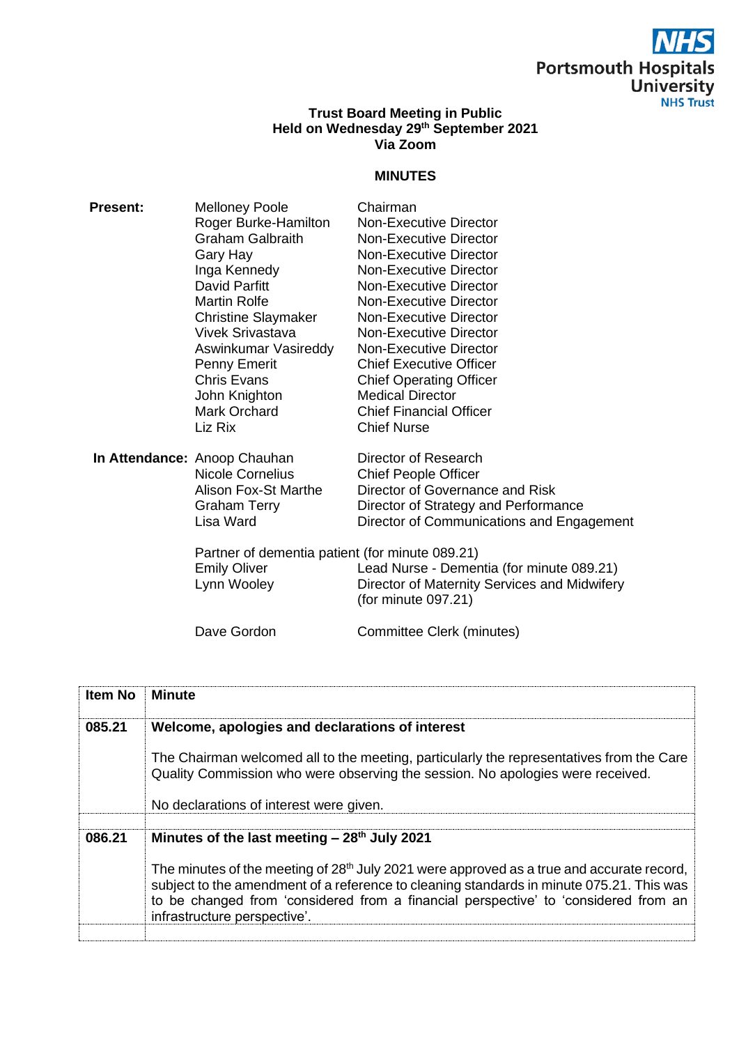NHS Portsmouth Hospitals University NHS Trust

**Trust Board Meeting in Public**
**Held on Wednesday 29th September 2021**
**Via Zoom**

## MINUTES

| | | |
|---|---|---|
| **Present:** | Melloney Poole | Chairman |
| | Roger Burke-Hamilton | Non-Executive Director |
| | Graham Galbraith | Non-Executive Director |
| | Gary Hay | Non-Executive Director |
| | Inga Kennedy | Non-Executive Director |
| | David Parfitt | Non-Executive Director |
| | Martin Rolfe | Non-Executive Director |
| | Christine Slaymaker | Non-Executive Director |
| | Vivek Srivastava | Non-Executive Director |
| | Aswinkumar Vasireddy | Non-Executive Director |
| | Penny Emerit | Chief Executive Officer |
| | Chris Evans | Chief Operating Officer |
| | John Knighton | Medical Director |
| | Mark Orchard | Chief Financial Officer |
| | Liz Rix | Chief Nurse |
| **In Attendance:** | Anoop Chauhan | Director of Research |
| | Nicole Cornelius | Chief People Officer |
| | Alison Fox-St Marthe | Director of Governance and Risk |
| | Graham Terry | Director of Strategy and Performance |
| | Lisa Ward | Director of Communications and Engagement |
| | Partner of dementia patient (for minute 089.21) | |
| | Emily Oliver | Lead Nurse - Dementia (for minute 089.21) |
| | Lynn Wooley | Director of Maternity Services and Midwifery (for minute 097.21) |
| | Dave Gordon | Committee Clerk (minutes) |

| Item No | Minute |
|---|---|
| **085.21** | **Welcome, apologies and declarations of interest**<br><br>The Chairman welcomed all to the meeting, particularly the representatives from the Care Quality Commission who were observing the session. No apologies were received.<br><br>No declarations of interest were given. |
| **086.21** | **Minutes of the last meeting – 28th July 2021**<br><br>The minutes of the meeting of 28th July 2021 were approved as a true and accurate record, subject to the amendment of a reference to cleaning standards in minute 075.21. This was to be changed from 'considered from a financial perspective' to 'considered from an infrastructure perspective'. |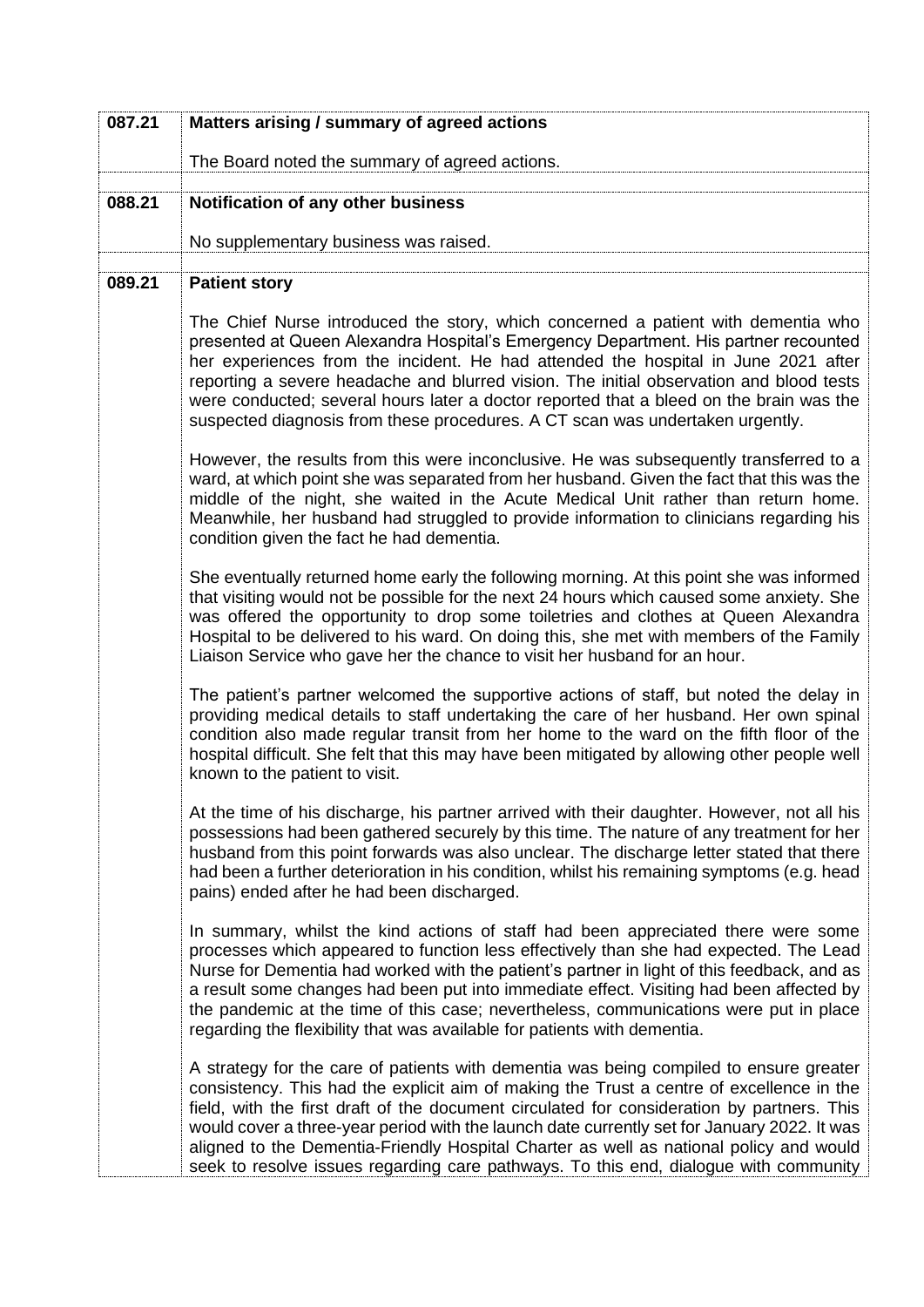| 087.21 | **Matters arising / summary of agreed actions**<br><br>The Board noted the summary of agreed actions. |
|---|---|
| 088.21 | **Notification of any other business**<br><br>No supplementary business was raised. |
| 089.21 | **Patient story**<br><br>The Chief Nurse introduced the story, which concerned a patient with dementia who presented at Queen Alexandra Hospital's Emergency Department. His partner recounted her experiences from the incident. He had attended the hospital in June 2021 after reporting a severe headache and blurred vision. The initial observation and blood tests were conducted; several hours later a doctor reported that a bleed on the brain was the suspected diagnosis from these procedures. A CT scan was undertaken urgently.<br><br>However, the results from this were inconclusive. He was subsequently transferred to a ward, at which point she was separated from her husband. Given the fact that this was the middle of the night, she waited in the Acute Medical Unit rather than return home. Meanwhile, her husband had struggled to provide information to clinicians regarding his condition given the fact he had dementia.<br><br>She eventually returned home early the following morning. At this point she was informed that visiting would not be possible for the next 24 hours which caused some anxiety. She was offered the opportunity to drop some toiletries and clothes at Queen Alexandra Hospital to be delivered to his ward. On doing this, she met with members of the Family Liaison Service who gave her the chance to visit her husband for an hour.<br><br>The patient's partner welcomed the supportive actions of staff, but noted the delay in providing medical details to staff undertaking the care of her husband. Her own spinal condition also made regular transit from her home to the ward on the fifth floor of the hospital difficult. She felt that this may have been mitigated by allowing other people well known to the patient to visit.<br><br>At the time of his discharge, his partner arrived with their daughter. However, not all his possessions had been gathered securely by this time. The nature of any treatment for her husband from this point forwards was also unclear. The discharge letter stated that there had been a further deterioration in his condition, whilst his remaining symptoms (e.g. head pains) ended after he had been discharged.<br><br>In summary, whilst the kind actions of staff had been appreciated there were some processes which appeared to function less effectively than she had expected. The Lead Nurse for Dementia had worked with the patient's partner in light of this feedback, and as a result some changes had been put into immediate effect. Visiting had been affected by the pandemic at the time of this case; nevertheless, communications were put in place regarding the flexibility that was available for patients with dementia.<br><br>A strategy for the care of patients with dementia was being compiled to ensure greater consistency. This had the explicit aim of making the Trust a centre of excellence in the field, with the first draft of the document circulated for consideration by partners. This would cover a three-year period with the launch date currently set for January 2022. It was aligned to the Dementia-Friendly Hospital Charter as well as national policy and would seek to resolve issues regarding care pathways. To this end, dialogue with community |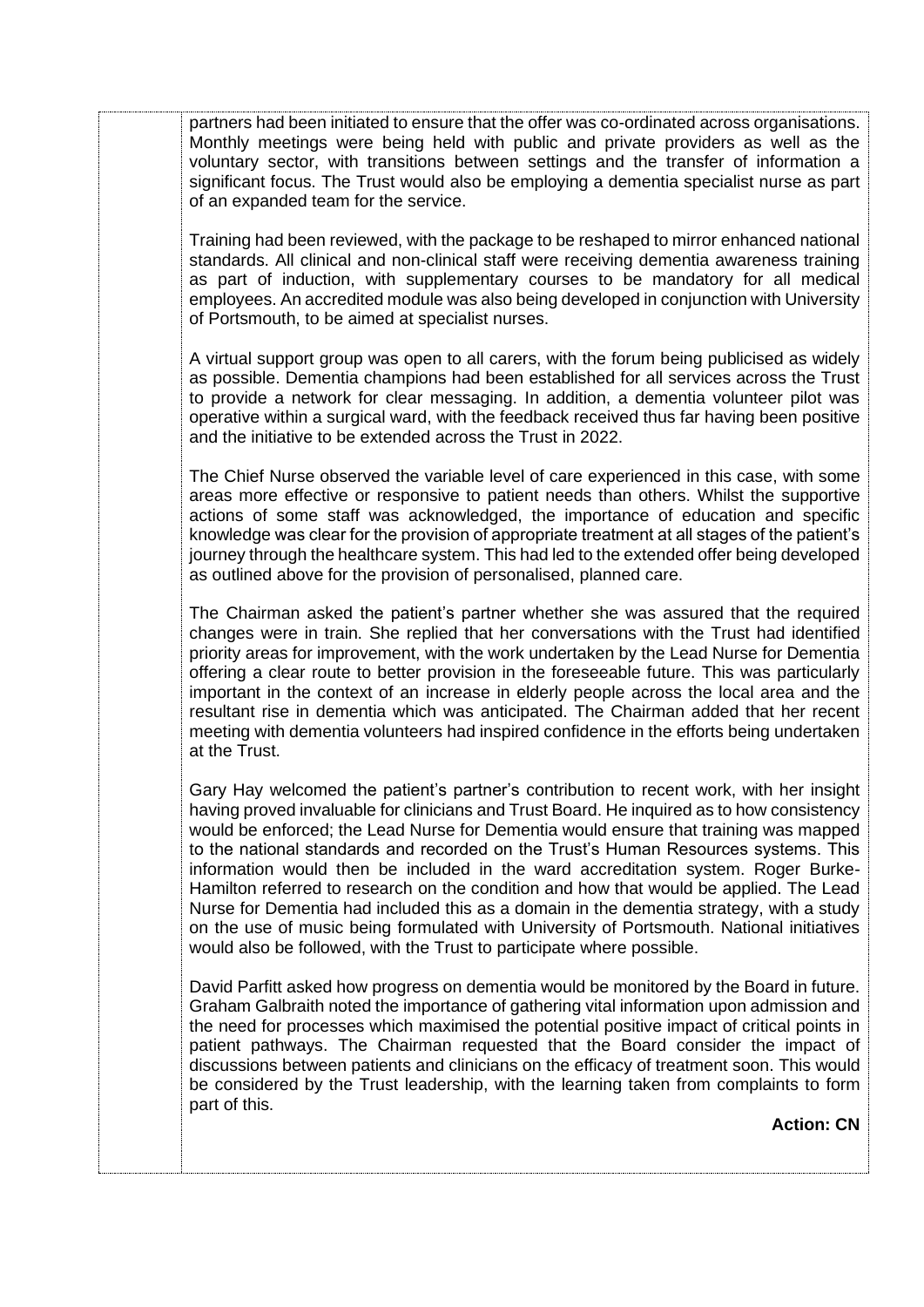partners had been initiated to ensure that the offer was co-ordinated across organisations. Monthly meetings were being held with public and private providers as well as the voluntary sector, with transitions between settings and the transfer of information a significant focus. The Trust would also be employing a dementia specialist nurse as part of an expanded team for the service.

Training had been reviewed, with the package to be reshaped to mirror enhanced national standards. All clinical and non-clinical staff were receiving dementia awareness training as part of induction, with supplementary courses to be mandatory for all medical employees. An accredited module was also being developed in conjunction with University of Portsmouth, to be aimed at specialist nurses.

A virtual support group was open to all carers, with the forum being publicised as widely as possible. Dementia champions had been established for all services across the Trust to provide a network for clear messaging. In addition, a dementia volunteer pilot was operative within a surgical ward, with the feedback received thus far having been positive and the initiative to be extended across the Trust in 2022.

The Chief Nurse observed the variable level of care experienced in this case, with some areas more effective or responsive to patient needs than others. Whilst the supportive actions of some staff was acknowledged, the importance of education and specific knowledge was clear for the provision of appropriate treatment at all stages of the patient's journey through the healthcare system. This had led to the extended offer being developed as outlined above for the provision of personalised, planned care.

The Chairman asked the patient's partner whether she was assured that the required changes were in train. She replied that her conversations with the Trust had identified priority areas for improvement, with the work undertaken by the Lead Nurse for Dementia offering a clear route to better provision in the foreseeable future. This was particularly important in the context of an increase in elderly people across the local area and the resultant rise in dementia which was anticipated. The Chairman added that her recent meeting with dementia volunteers had inspired confidence in the efforts being undertaken at the Trust.

Gary Hay welcomed the patient's partner's contribution to recent work, with her insight having proved invaluable for clinicians and Trust Board. He inquired as to how consistency would be enforced; the Lead Nurse for Dementia would ensure that training was mapped to the national standards and recorded on the Trust's Human Resources systems. This information would then be included in the ward accreditation system. Roger Burke-Hamilton referred to research on the condition and how that would be applied. The Lead Nurse for Dementia had included this as a domain in the dementia strategy, with a study on the use of music being formulated with University of Portsmouth. National initiatives would also be followed, with the Trust to participate where possible.

David Parfitt asked how progress on dementia would be monitored by the Board in future. Graham Galbraith noted the importance of gathering vital information upon admission and the need for processes which maximised the potential positive impact of critical points in patient pathways. The Chairman requested that the Board consider the impact of discussions between patients and clinicians on the efficacy of treatment soon. This would be considered by the Trust leadership, with the learning taken from complaints to form part of this.

**Action: CN**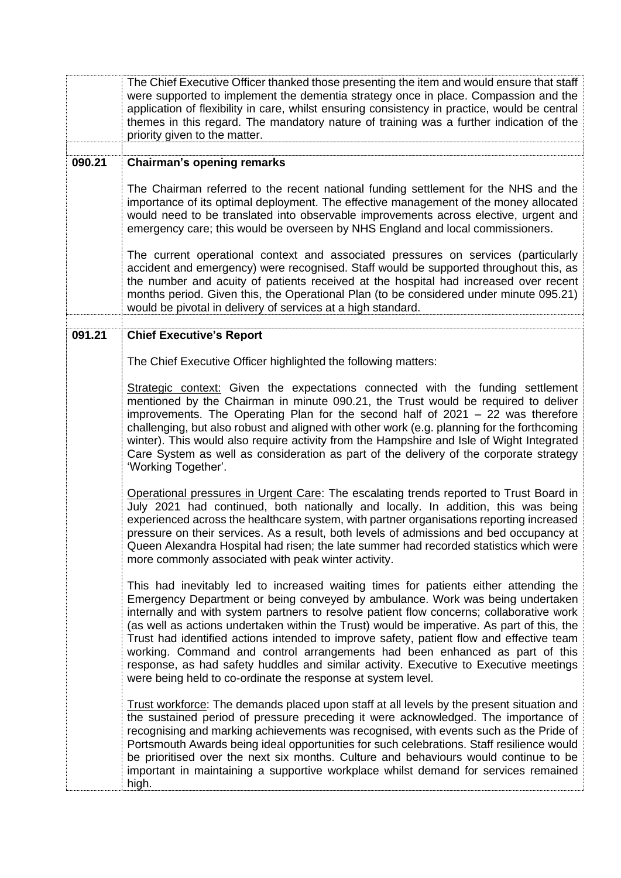The Chief Executive Officer thanked those presenting the item and would ensure that staff were supported to implement the dementia strategy once in place. Compassion and the application of flexibility in care, whilst ensuring consistency in practice, would be central themes in this regard. The mandatory nature of training was a further indication of the priority given to the matter.

## 090.21 Chairman's opening remarks

The Chairman referred to the recent national funding settlement for the NHS and the importance of its optimal deployment. The effective management of the money allocated would need to be translated into observable improvements across elective, urgent and emergency care; this would be overseen by NHS England and local commissioners.

The current operational context and associated pressures on services (particularly accident and emergency) were recognised. Staff would be supported throughout this, as the number and acuity of patients received at the hospital had increased over recent months period. Given this, the Operational Plan (to be considered under minute 095.21) would be pivotal in delivery of services at a high standard.

## 091.21 Chief Executive's Report

The Chief Executive Officer highlighted the following matters:

Strategic context: Given the expectations connected with the funding settlement mentioned by the Chairman in minute 090.21, the Trust would be required to deliver improvements. The Operating Plan for the second half of 2021 – 22 was therefore challenging, but also robust and aligned with other work (e.g. planning for the forthcoming winter). This would also require activity from the Hampshire and Isle of Wight Integrated Care System as well as consideration as part of the delivery of the corporate strategy 'Working Together'.

Operational pressures in Urgent Care: The escalating trends reported to Trust Board in July 2021 had continued, both nationally and locally. In addition, this was being experienced across the healthcare system, with partner organisations reporting increased pressure on their services. As a result, both levels of admissions and bed occupancy at Queen Alexandra Hospital had risen; the late summer had recorded statistics which were more commonly associated with peak winter activity.

This had inevitably led to increased waiting times for patients either attending the Emergency Department or being conveyed by ambulance. Work was being undertaken internally and with system partners to resolve patient flow concerns; collaborative work (as well as actions undertaken within the Trust) would be imperative. As part of this, the Trust had identified actions intended to improve safety, patient flow and effective team working. Command and control arrangements had been enhanced as part of this response, as had safety huddles and similar activity. Executive to Executive meetings were being held to co-ordinate the response at system level.

Trust workforce: The demands placed upon staff at all levels by the present situation and the sustained period of pressure preceding it were acknowledged. The importance of recognising and marking achievements was recognised, with events such as the Pride of Portsmouth Awards being ideal opportunities for such celebrations. Staff resilience would be prioritised over the next six months. Culture and behaviours would continue to be important in maintaining a supportive workplace whilst demand for services remained high.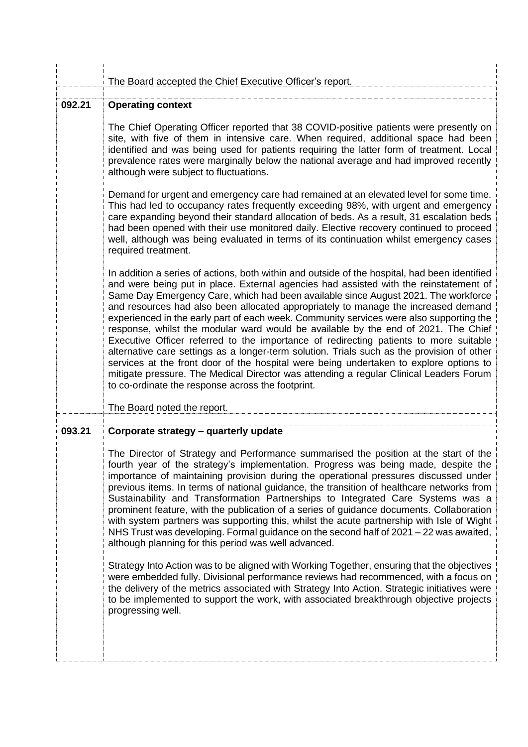| | |
|---|---|
| | The Board accepted the Chief Executive Officer's report. |
| **092.21** | **Operating context**<br><br>The Chief Operating Officer reported that 38 COVID-positive patients were presently on site, with five of them in intensive care. When required, additional space had been identified and was being used for patients requiring the latter form of treatment. Local prevalence rates were marginally below the national average and had improved recently although were subject to fluctuations.<br><br>Demand for urgent and emergency care had remained at an elevated level for some time. This had led to occupancy rates frequently exceeding 98%, with urgent and emergency care expanding beyond their standard allocation of beds. As a result, 31 escalation beds had been opened with their use monitored daily. Elective recovery continued to proceed well, although was being evaluated in terms of its continuation whilst emergency cases required treatment.<br><br>In addition a series of actions, both within and outside of the hospital, had been identified and were being put in place. External agencies had assisted with the reinstatement of Same Day Emergency Care, which had been available since August 2021. The workforce and resources had also been allocated appropriately to manage the increased demand experienced in the early part of each week. Community services were also supporting the response, whilst the modular ward would be available by the end of 2021. The Chief Executive Officer referred to the importance of redirecting patients to more suitable alternative care settings as a longer-term solution. Trials such as the provision of other services at the front door of the hospital were being undertaken to explore options to mitigate pressure. The Medical Director was attending a regular Clinical Leaders Forum to co-ordinate the response across the footprint.<br><br>The Board noted the report. |
| **093.21** | **Corporate strategy – quarterly update**<br><br>The Director of Strategy and Performance summarised the position at the start of the fourth year of the strategy's implementation. Progress was being made, despite the importance of maintaining provision during the operational pressures discussed under previous items. In terms of national guidance, the transition of healthcare networks from Sustainability and Transformation Partnerships to Integrated Care Systems was a prominent feature, with the publication of a series of guidance documents. Collaboration with system partners was supporting this, whilst the acute partnership with Isle of Wight NHS Trust was developing. Formal guidance on the second half of 2021 – 22 was awaited, although planning for this period was well advanced.<br><br>Strategy Into Action was to be aligned with Working Together, ensuring that the objectives were embedded fully. Divisional performance reviews had recommenced, with a focus on the delivery of the metrics associated with Strategy Into Action. Strategic initiatives were to be implemented to support the work, with associated breakthrough objective projects progressing well. |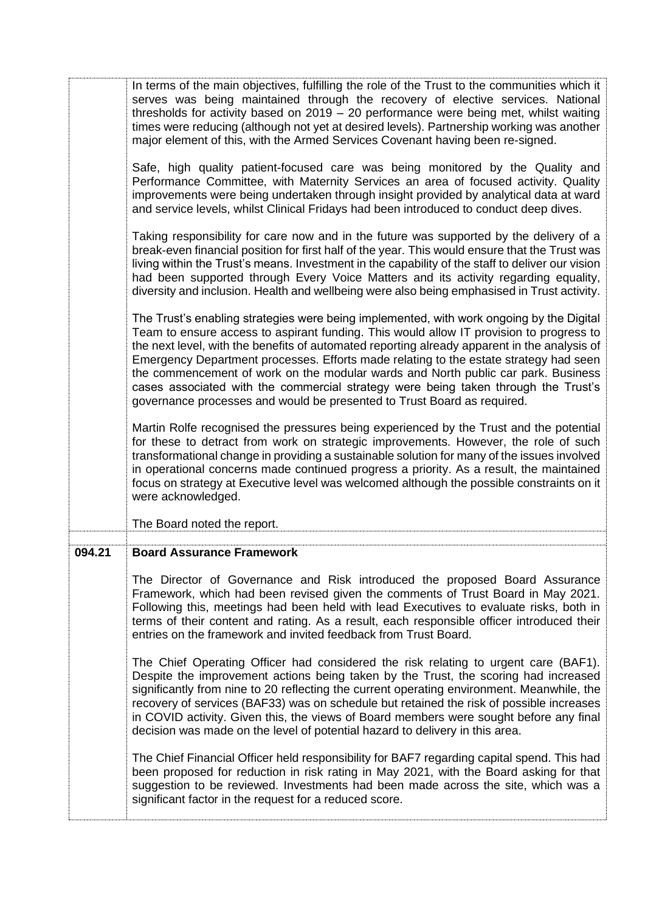| | |
|---|---|
| | In terms of the main objectives, fulfilling the role of the Trust to the communities which it serves was being maintained through the recovery of elective services. National thresholds for activity based on 2019 – 20 performance were being met, whilst waiting times were reducing (although not yet at desired levels). Partnership working was another major element of this, with the Armed Services Covenant having been re-signed.<br><br>Safe, high quality patient-focused care was being monitored by the Quality and Performance Committee, with Maternity Services an area of focused activity. Quality improvements were being undertaken through insight provided by analytical data at ward and service levels, whilst Clinical Fridays had been introduced to conduct deep dives.<br><br>Taking responsibility for care now and in the future was supported by the delivery of a break-even financial position for first half of the year. This would ensure that the Trust was living within the Trust's means. Investment in the capability of the staff to deliver our vision had been supported through Every Voice Matters and its activity regarding equality, diversity and inclusion. Health and wellbeing were also being emphasised in Trust activity.<br><br>The Trust's enabling strategies were being implemented, with work ongoing by the Digital Team to ensure access to aspirant funding. This would allow IT provision to progress to the next level, with the benefits of automated reporting already apparent in the analysis of Emergency Department processes. Efforts made relating to the estate strategy had seen the commencement of work on the modular wards and North public car park. Business cases associated with the commercial strategy were being taken through the Trust's governance processes and would be presented to Trust Board as required.<br><br>Martin Rolfe recognised the pressures being experienced by the Trust and the potential for these to detract from work on strategic improvements. However, the role of such transformational change in providing a sustainable solution for many of the issues involved in operational concerns made continued progress a priority. As a result, the maintained focus on strategy at Executive level was welcomed although the possible constraints on it were acknowledged.<br><br>The Board noted the report. |
| **094.21** | **Board Assurance Framework**<br><br>The Director of Governance and Risk introduced the proposed Board Assurance Framework, which had been revised given the comments of Trust Board in May 2021. Following this, meetings had been held with lead Executives to evaluate risks, both in terms of their content and rating. As a result, each responsible officer introduced their entries on the framework and invited feedback from Trust Board.<br><br>The Chief Operating Officer had considered the risk relating to urgent care (BAF1). Despite the improvement actions being taken by the Trust, the scoring had increased significantly from nine to 20 reflecting the current operating environment. Meanwhile, the recovery of services (BAF33) was on schedule but retained the risk of possible increases in COVID activity. Given this, the views of Board members were sought before any final decision was made on the level of potential hazard to delivery in this area.<br><br>The Chief Financial Officer held responsibility for BAF7 regarding capital spend. This had been proposed for reduction in risk rating in May 2021, with the Board asking for that suggestion to be reviewed. Investments had been made across the site, which was a significant factor in the request for a reduced score. |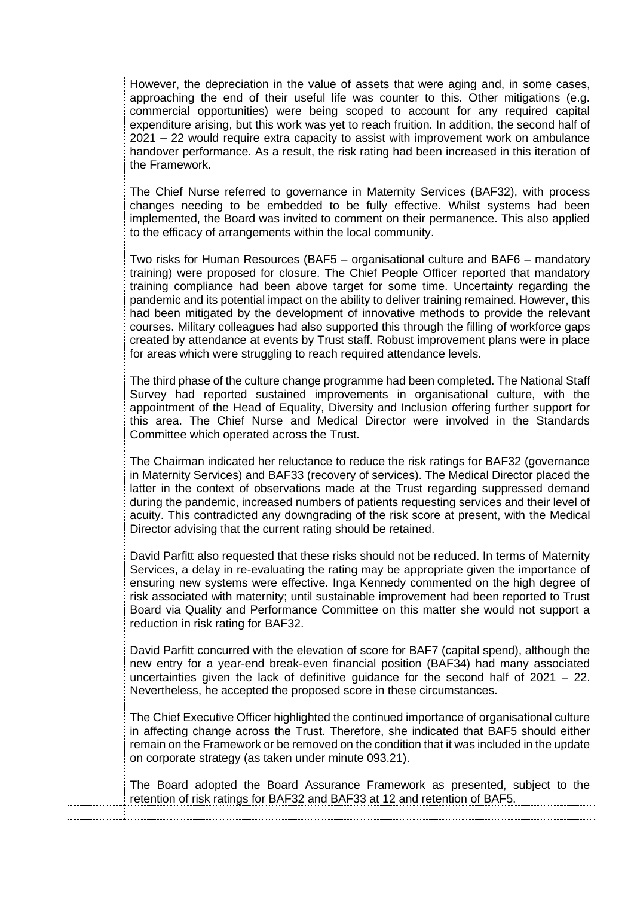However, the depreciation in the value of assets that were aging and, in some cases, approaching the end of their useful life was counter to this. Other mitigations (e.g. commercial opportunities) were being scoped to account for any required capital expenditure arising, but this work was yet to reach fruition. In addition, the second half of 2021 – 22 would require extra capacity to assist with improvement work on ambulance handover performance. As a result, the risk rating had been increased in this iteration of the Framework.

The Chief Nurse referred to governance in Maternity Services (BAF32), with process changes needing to be embedded to be fully effective. Whilst systems had been implemented, the Board was invited to comment on their permanence. This also applied to the efficacy of arrangements within the local community.

Two risks for Human Resources (BAF5 – organisational culture and BAF6 – mandatory training) were proposed for closure. The Chief People Officer reported that mandatory training compliance had been above target for some time. Uncertainty regarding the pandemic and its potential impact on the ability to deliver training remained. However, this had been mitigated by the development of innovative methods to provide the relevant courses. Military colleagues had also supported this through the filling of workforce gaps created by attendance at events by Trust staff. Robust improvement plans were in place for areas which were struggling to reach required attendance levels.

The third phase of the culture change programme had been completed. The National Staff Survey had reported sustained improvements in organisational culture, with the appointment of the Head of Equality, Diversity and Inclusion offering further support for this area. The Chief Nurse and Medical Director were involved in the Standards Committee which operated across the Trust.

The Chairman indicated her reluctance to reduce the risk ratings for BAF32 (governance in Maternity Services) and BAF33 (recovery of services). The Medical Director placed the latter in the context of observations made at the Trust regarding suppressed demand during the pandemic, increased numbers of patients requesting services and their level of acuity. This contradicted any downgrading of the risk score at present, with the Medical Director advising that the current rating should be retained.

David Parfitt also requested that these risks should not be reduced. In terms of Maternity Services, a delay in re-evaluating the rating may be appropriate given the importance of ensuring new systems were effective. Inga Kennedy commented on the high degree of risk associated with maternity; until sustainable improvement had been reported to Trust Board via Quality and Performance Committee on this matter she would not support a reduction in risk rating for BAF32.

David Parfitt concurred with the elevation of score for BAF7 (capital spend), although the new entry for a year-end break-even financial position (BAF34) had many associated uncertainties given the lack of definitive guidance for the second half of 2021 – 22. Nevertheless, he accepted the proposed score in these circumstances.

The Chief Executive Officer highlighted the continued importance of organisational culture in affecting change across the Trust. Therefore, she indicated that BAF5 should either remain on the Framework or be removed on the condition that it was included in the update on corporate strategy (as taken under minute 093.21).

The Board adopted the Board Assurance Framework as presented, subject to the retention of risk ratings for BAF32 and BAF33 at 12 and retention of BAF5.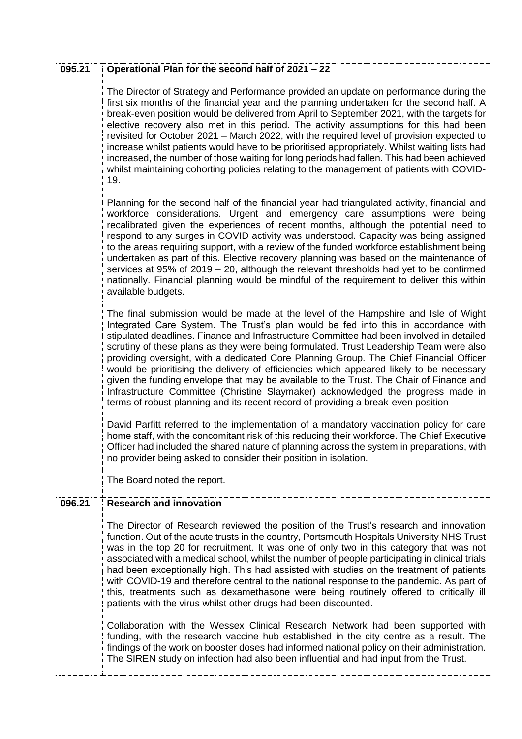| | |
|---|---|
| **095.21** | **Operational Plan for the second half of 2021 – 22**<br><br>The Director of Strategy and Performance provided an update on performance during the first six months of the financial year and the planning undertaken for the second half. A break-even position would be delivered from April to September 2021, with the targets for elective recovery also met in this period. The activity assumptions for this had been revisited for October 2021 – March 2022, with the required level of provision expected to increase whilst patients would have to be prioritised appropriately. Whilst waiting lists had increased, the number of those waiting for long periods had fallen. This had been achieved whilst maintaining cohorting policies relating to the management of patients with COVID-19.<br><br>Planning for the second half of the financial year had triangulated activity, financial and workforce considerations. Urgent and emergency care assumptions were being recalibrated given the experiences of recent months, although the potential need to respond to any surges in COVID activity was understood. Capacity was being assigned to the areas requiring support, with a review of the funded workforce establishment being undertaken as part of this. Elective recovery planning was based on the maintenance of services at 95% of 2019 – 20, although the relevant thresholds had yet to be confirmed nationally. Financial planning would be mindful of the requirement to deliver this within available budgets.<br><br>The final submission would be made at the level of the Hampshire and Isle of Wight Integrated Care System. The Trust's plan would be fed into this in accordance with stipulated deadlines. Finance and Infrastructure Committee had been involved in detailed scrutiny of these plans as they were being formulated. Trust Leadership Team were also providing oversight, with a dedicated Core Planning Group. The Chief Financial Officer would be prioritising the delivery of efficiencies which appeared likely to be necessary given the funding envelope that may be available to the Trust. The Chair of Finance and Infrastructure Committee (Christine Slaymaker) acknowledged the progress made in terms of robust planning and its recent record of providing a break-even position<br><br>David Parfitt referred to the implementation of a mandatory vaccination policy for care home staff, with the concomitant risk of this reducing their workforce. The Chief Executive Officer had included the shared nature of planning across the system in preparations, with no provider being asked to consider their position in isolation.<br><br>The Board noted the report. |
| | |
| **096.21** | **Research and innovation**<br><br>The Director of Research reviewed the position of the Trust's research and innovation function. Out of the acute trusts in the country, Portsmouth Hospitals University NHS Trust was in the top 20 for recruitment. It was one of only two in this category that was not associated with a medical school, whilst the number of people participating in clinical trials had been exceptionally high. This had assisted with studies on the treatment of patients with COVID-19 and therefore central to the national response to the pandemic. As part of this, treatments such as dexamethasone were being routinely offered to critically ill patients with the virus whilst other drugs had been discounted.<br><br>Collaboration with the Wessex Clinical Research Network had been supported with funding, with the research vaccine hub established in the city centre as a result. The findings of the work on booster doses had informed national policy on their administration. The SIREN study on infection had also been influential and had input from the Trust. |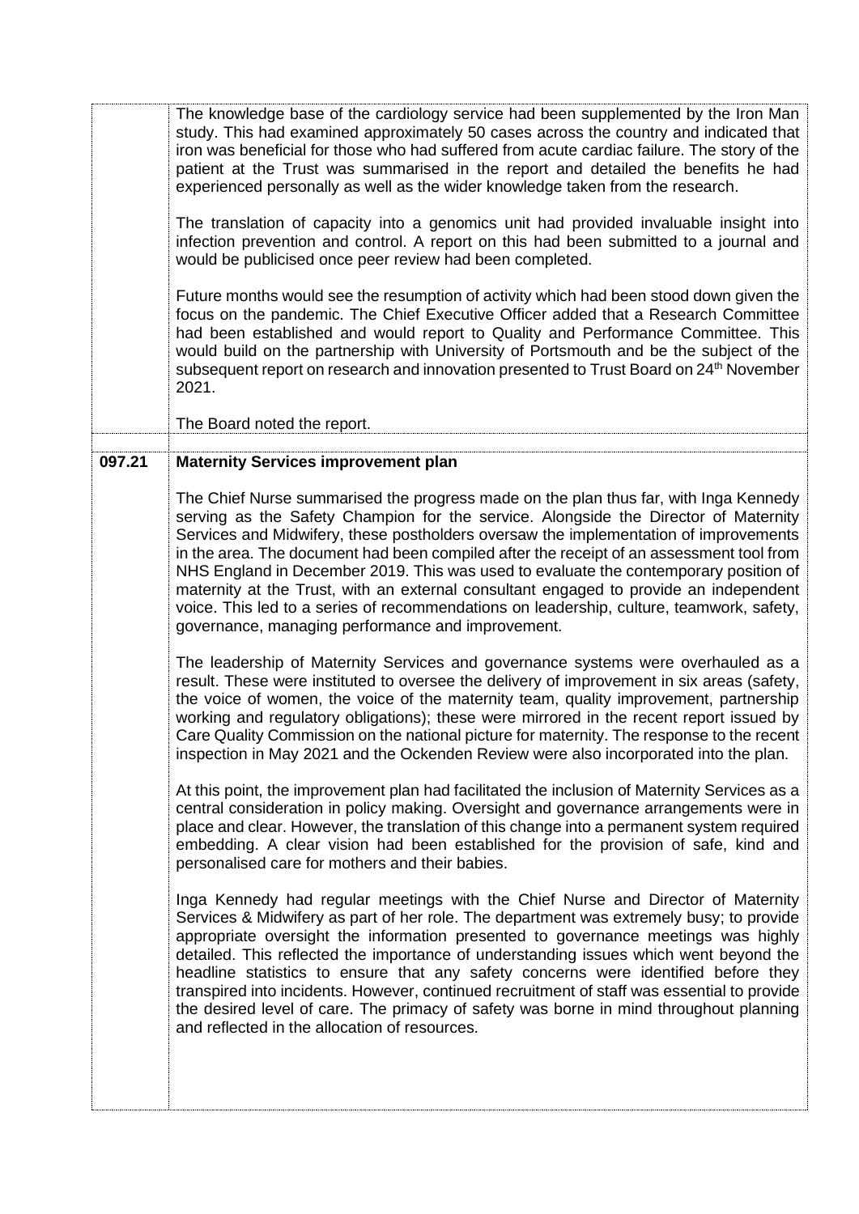| | |
|---|---|
| | The knowledge base of the cardiology service had been supplemented by the Iron Man study. This had examined approximately 50 cases across the country and indicated that iron was beneficial for those who had suffered from acute cardiac failure. The story of the patient at the Trust was summarised in the report and detailed the benefits he had experienced personally as well as the wider knowledge taken from the research.<br><br>The translation of capacity into a genomics unit had provided invaluable insight into infection prevention and control. A report on this had been submitted to a journal and would be publicised once peer review had been completed.<br><br>Future months would see the resumption of activity which had been stood down given the focus on the pandemic. The Chief Executive Officer added that a Research Committee had been established and would report to Quality and Performance Committee. This would build on the partnership with University of Portsmouth and be the subject of the subsequent report on research and innovation presented to Trust Board on 24th November 2021.<br><br>The Board noted the report. |
| | |
| **097.21** | **Maternity Services improvement plan**<br><br>The Chief Nurse summarised the progress made on the plan thus far, with Inga Kennedy serving as the Safety Champion for the service. Alongside the Director of Maternity Services and Midwifery, these postholders oversaw the implementation of improvements in the area. The document had been compiled after the receipt of an assessment tool from NHS England in December 2019. This was used to evaluate the contemporary position of maternity at the Trust, with an external consultant engaged to provide an independent voice. This led to a series of recommendations on leadership, culture, teamwork, safety, governance, managing performance and improvement.<br><br>The leadership of Maternity Services and governance systems were overhauled as a result. These were instituted to oversee the delivery of improvement in six areas (safety, the voice of women, the voice of the maternity team, quality improvement, partnership working and regulatory obligations); these were mirrored in the recent report issued by Care Quality Commission on the national picture for maternity. The response to the recent inspection in May 2021 and the Ockenden Review were also incorporated into the plan.<br><br>At this point, the improvement plan had facilitated the inclusion of Maternity Services as a central consideration in policy making. Oversight and governance arrangements were in place and clear. However, the translation of this change into a permanent system required embedding. A clear vision had been established for the provision of safe, kind and personalised care for mothers and their babies.<br><br>Inga Kennedy had regular meetings with the Chief Nurse and Director of Maternity Services & Midwifery as part of her role. The department was extremely busy; to provide appropriate oversight the information presented to governance meetings was highly detailed. This reflected the importance of understanding issues which went beyond the headline statistics to ensure that any safety concerns were identified before they transpired into incidents. However, continued recruitment of staff was essential to provide the desired level of care. The primacy of safety was borne in mind throughout planning and reflected in the allocation of resources. |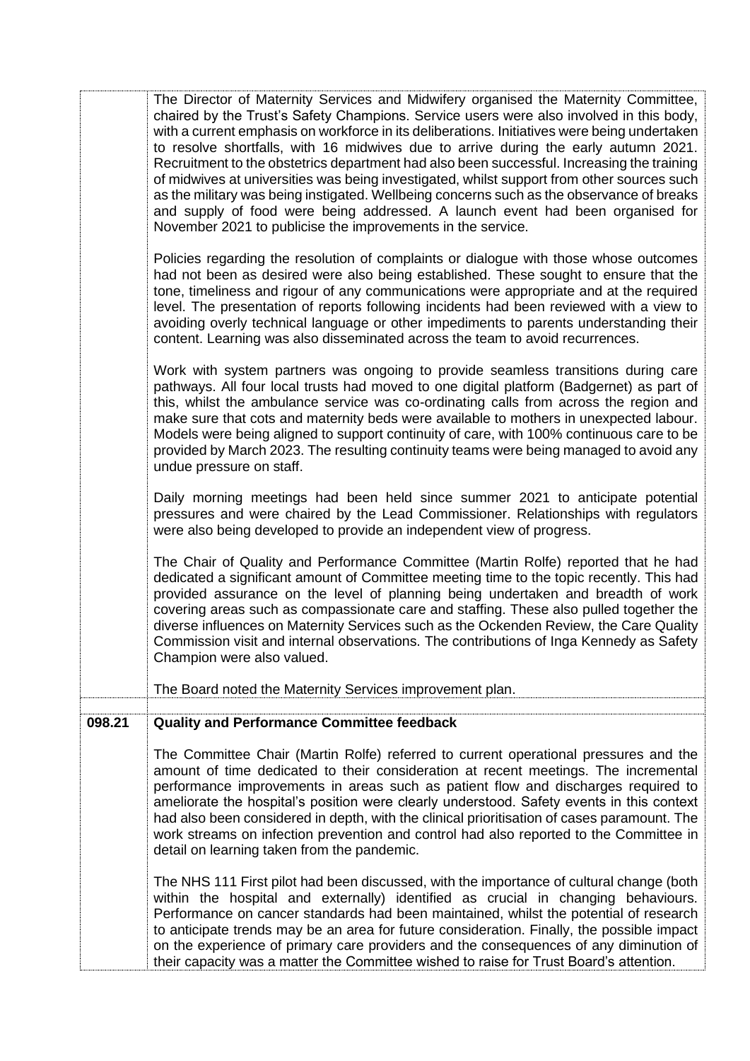| | |
|---|---|
| | The Director of Maternity Services and Midwifery organised the Maternity Committee, chaired by the Trust's Safety Champions. Service users were also involved in this body, with a current emphasis on workforce in its deliberations. Initiatives were being undertaken to resolve shortfalls, with 16 midwives due to arrive during the early autumn 2021. Recruitment to the obstetrics department had also been successful. Increasing the training of midwives at universities was being investigated, whilst support from other sources such as the military was being instigated. Wellbeing concerns such as the observance of breaks and supply of food were being addressed. A launch event had been organised for November 2021 to publicise the improvements in the service.<br><br>Policies regarding the resolution of complaints or dialogue with those whose outcomes had not been as desired were also being established. These sought to ensure that the tone, timeliness and rigour of any communications were appropriate and at the required level. The presentation of reports following incidents had been reviewed with a view to avoiding overly technical language or other impediments to parents understanding their content. Learning was also disseminated across the team to avoid recurrences.<br><br>Work with system partners was ongoing to provide seamless transitions during care pathways. All four local trusts had moved to one digital platform (Badgernet) as part of this, whilst the ambulance service was co-ordinating calls from across the region and make sure that cots and maternity beds were available to mothers in unexpected labour. Models were being aligned to support continuity of care, with 100% continuous care to be provided by March 2023. The resulting continuity teams were being managed to avoid any undue pressure on staff.<br><br>Daily morning meetings had been held since summer 2021 to anticipate potential pressures and were chaired by the Lead Commissioner. Relationships with regulators were also being developed to provide an independent view of progress.<br><br>The Chair of Quality and Performance Committee (Martin Rolfe) reported that he had dedicated a significant amount of Committee meeting time to the topic recently. This had provided assurance on the level of planning being undertaken and breadth of work covering areas such as compassionate care and staffing. These also pulled together the diverse influences on Maternity Services such as the Ockenden Review, the Care Quality Commission visit and internal observations. The contributions of Inga Kennedy as Safety Champion were also valued.<br><br>The Board noted the Maternity Services improvement plan. |
| | |
| **098.21** | **Quality and Performance Committee feedback**<br><br>The Committee Chair (Martin Rolfe) referred to current operational pressures and the amount of time dedicated to their consideration at recent meetings. The incremental performance improvements in areas such as patient flow and discharges required to ameliorate the hospital's position were clearly understood. Safety events in this context had also been considered in depth, with the clinical prioritisation of cases paramount. The work streams on infection prevention and control had also reported to the Committee in detail on learning taken from the pandemic.<br><br>The NHS 111 First pilot had been discussed, with the importance of cultural change (both within the hospital and externally) identified as crucial in changing behaviours. Performance on cancer standards had been maintained, whilst the potential of research to anticipate trends may be an area for future consideration. Finally, the possible impact on the experience of primary care providers and the consequences of any diminution of their capacity was a matter the Committee wished to raise for Trust Board's attention. |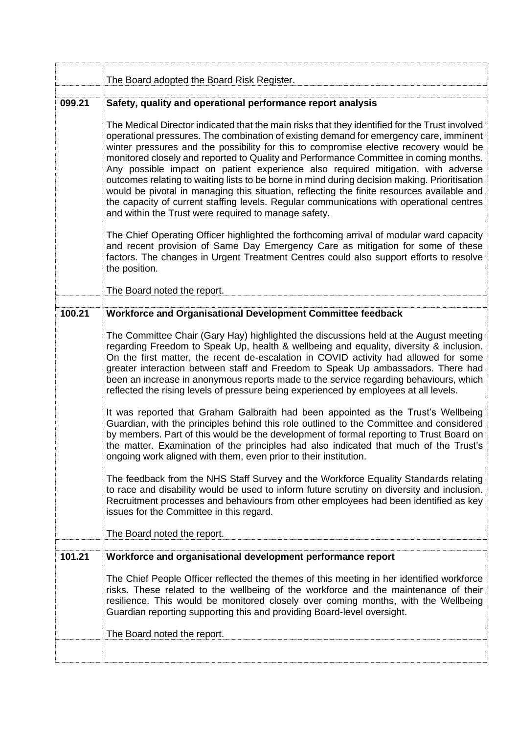| | |
|---|---|
| | The Board adopted the Board Risk Register. |
| **099.21** | **Safety, quality and operational performance report analysis**<br><br>The Medical Director indicated that the main risks that they identified for the Trust involved operational pressures. The combination of existing demand for emergency care, imminent winter pressures and the possibility for this to compromise elective recovery would be monitored closely and reported to Quality and Performance Committee in coming months. Any possible impact on patient experience also required mitigation, with adverse outcomes relating to waiting lists to be borne in mind during decision making. Prioritisation would be pivotal in managing this situation, reflecting the finite resources available and the capacity of current staffing levels. Regular communications with operational centres and within the Trust were required to manage safety.<br><br>The Chief Operating Officer highlighted the forthcoming arrival of modular ward capacity and recent provision of Same Day Emergency Care as mitigation for some of these factors. The changes in Urgent Treatment Centres could also support efforts to resolve the position.<br><br>The Board noted the report. |
| **100.21** | **Workforce and Organisational Development Committee feedback**<br><br>The Committee Chair (Gary Hay) highlighted the discussions held at the August meeting regarding Freedom to Speak Up, health & wellbeing and equality, diversity & inclusion. On the first matter, the recent de-escalation in COVID activity had allowed for some greater interaction between staff and Freedom to Speak Up ambassadors. There had been an increase in anonymous reports made to the service regarding behaviours, which reflected the rising levels of pressure being experienced by employees at all levels.<br><br>It was reported that Graham Galbraith had been appointed as the Trust's Wellbeing Guardian, with the principles behind this role outlined to the Committee and considered by members. Part of this would be the development of formal reporting to Trust Board on the matter. Examination of the principles had also indicated that much of the Trust's ongoing work aligned with them, even prior to their institution.<br><br>The feedback from the NHS Staff Survey and the Workforce Equality Standards relating to race and disability would be used to inform future scrutiny on diversity and inclusion. Recruitment processes and behaviours from other employees had been identified as key issues for the Committee in this regard.<br><br>The Board noted the report. |
| **101.21** | **Workforce and organisational development performance report**<br><br>The Chief People Officer reflected the themes of this meeting in her identified workforce risks. These related to the wellbeing of the workforce and the maintenance of their resilience. This would be monitored closely over coming months, with the Wellbeing Guardian reporting supporting this and providing Board-level oversight.<br><br>The Board noted the report. |
| | |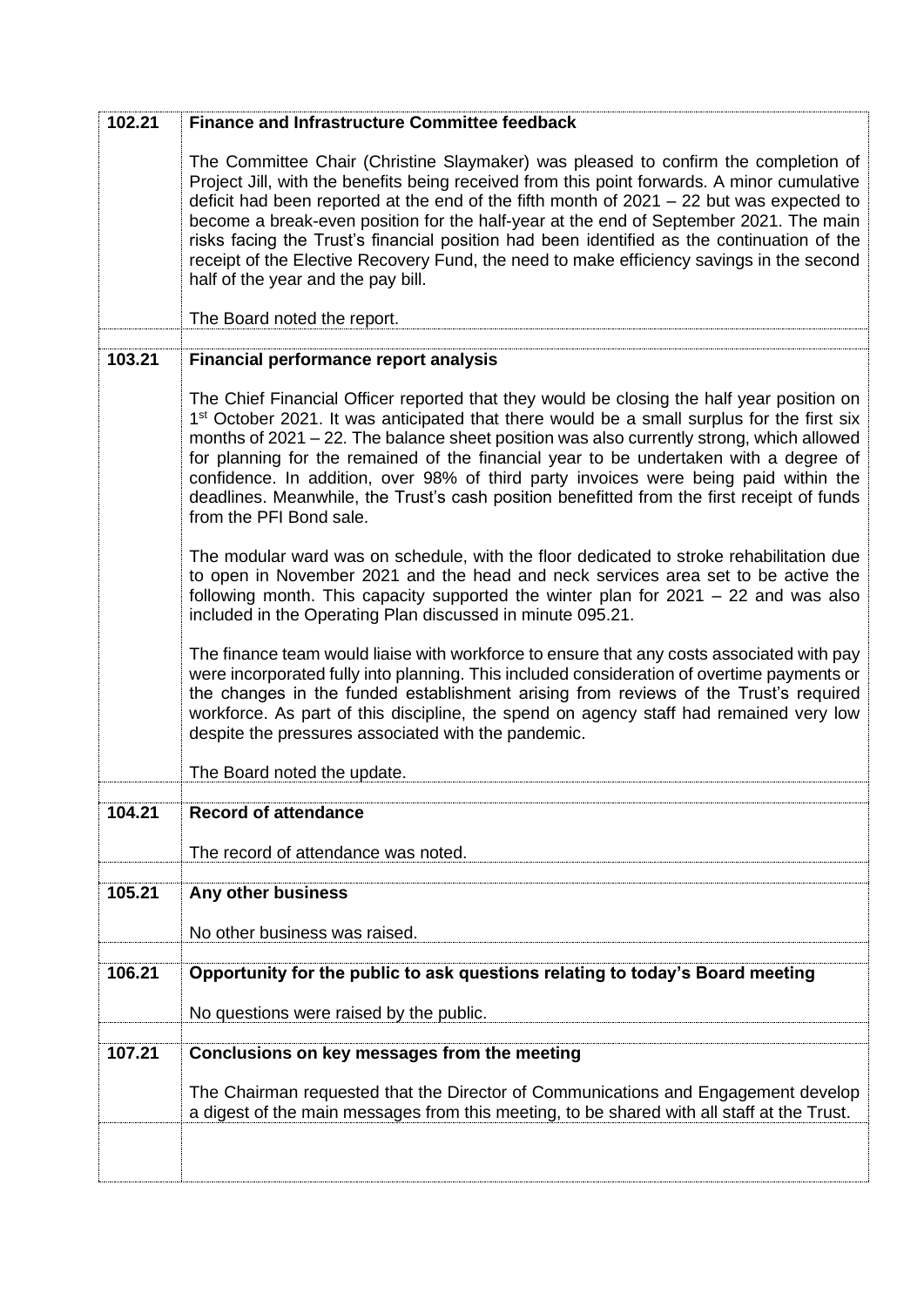| | |
|---|---|
| **102.21** | **Finance and Infrastructure Committee feedback**<br><br>The Committee Chair (Christine Slaymaker) was pleased to confirm the completion of Project Jill, with the benefits being received from this point forwards. A minor cumulative deficit had been reported at the end of the fifth month of 2021 – 22 but was expected to become a break-even position for the half-year at the end of September 2021. The main risks facing the Trust's financial position had been identified as the continuation of the receipt of the Elective Recovery Fund, the need to make efficiency savings in the second half of the year and the pay bill.<br><br>The Board noted the report. |
| | |
| **103.21** | **Financial performance report analysis**<br><br>The Chief Financial Officer reported that they would be closing the half year position on 1st October 2021. It was anticipated that there would be a small surplus for the first six months of 2021 – 22. The balance sheet position was also currently strong, which allowed for planning for the remained of the financial year to be undertaken with a degree of confidence. In addition, over 98% of third party invoices were being paid within the deadlines. Meanwhile, the Trust's cash position benefitted from the first receipt of funds from the PFI Bond sale.<br><br>The modular ward was on schedule, with the floor dedicated to stroke rehabilitation due to open in November 2021 and the head and neck services area set to be active the following month. This capacity supported the winter plan for 2021 – 22 and was also included in the Operating Plan discussed in minute 095.21.<br><br>The finance team would liaise with workforce to ensure that any costs associated with pay were incorporated fully into planning. This included consideration of overtime payments or the changes in the funded establishment arising from reviews of the Trust's required workforce. As part of this discipline, the spend on agency staff had remained very low despite the pressures associated with the pandemic.<br><br>The Board noted the update. |
| | |
| **104.21** | **Record of attendance**<br><br>The record of attendance was noted. |
| | |
| **105.21** | **Any other business**<br><br>No other business was raised. |
| | |
| **106.21** | **Opportunity for the public to ask questions relating to today's Board meeting**<br><br>No questions were raised by the public. |
| | |
| **107.21** | **Conclusions on key messages from the meeting**<br><br>The Chairman requested that the Director of Communications and Engagement develop a digest of the main messages from this meeting, to be shared with all staff at the Trust. |
| | |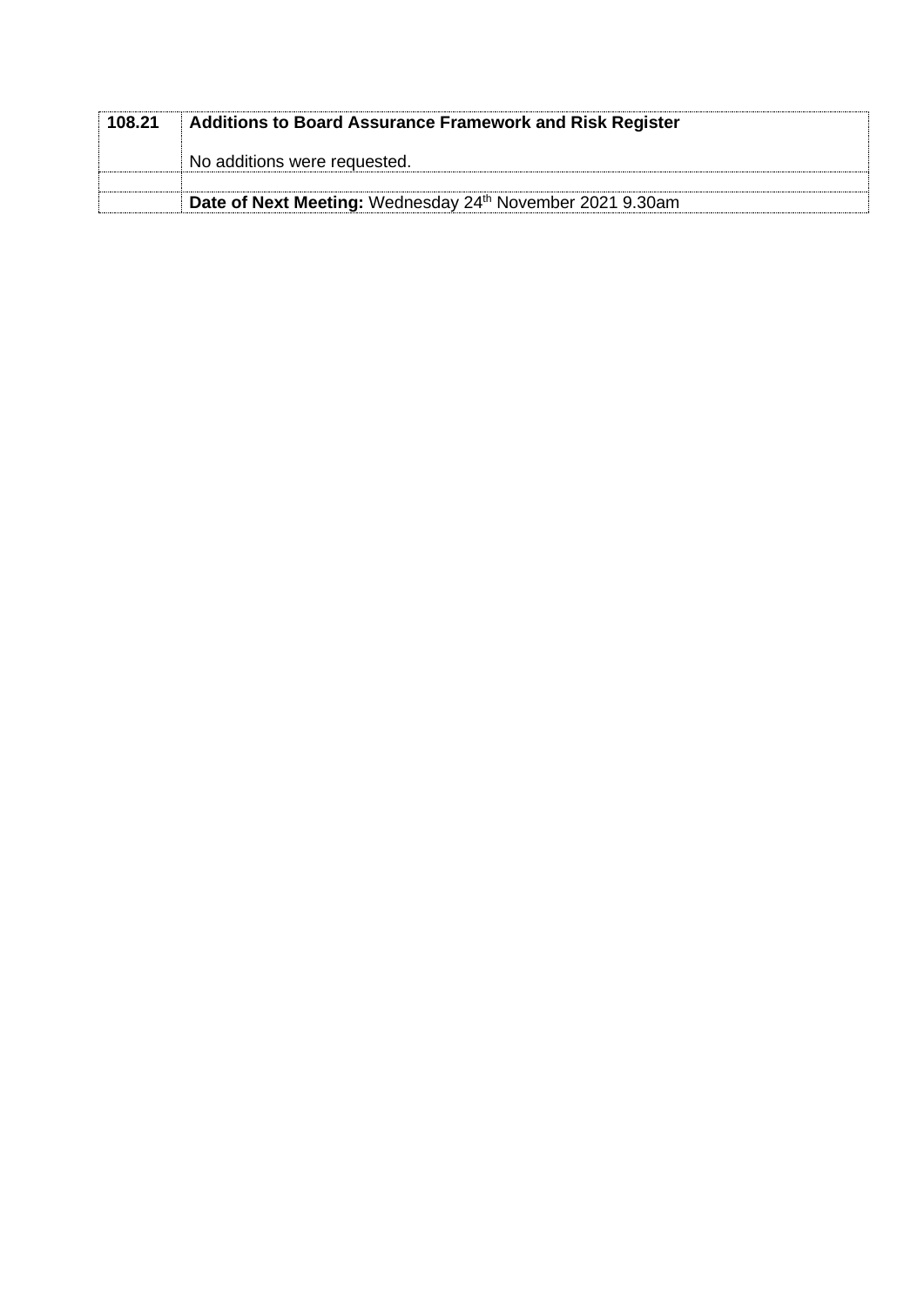| | |
|---|---|
| **108.21** | **Additions to Board Assurance Framework and Risk Register**<br><br>No additions were requested. |
| | |
| | **Date of Next Meeting:** Wednesday 24th November 2021 9.30am |